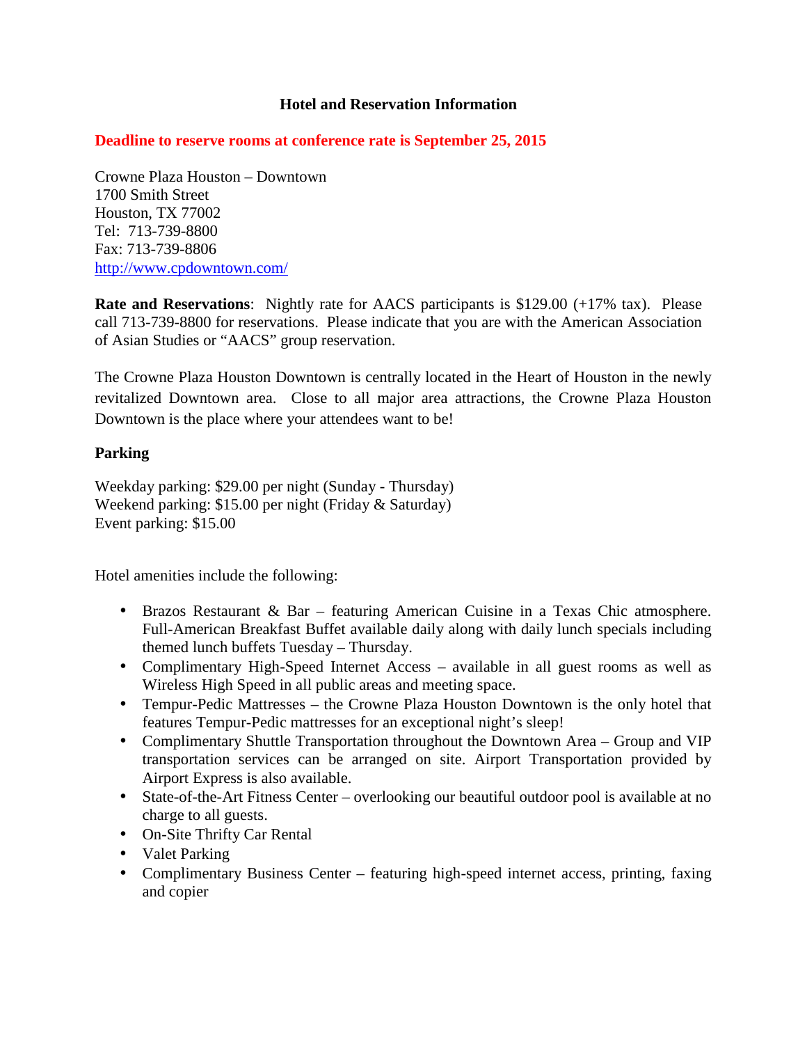# Hotel and Reservation Information

**Deadline to reserve rooms at conference rate is September 25, 2015**

Crowne Plaza Houston – Downtown
1700 Smith Street
Houston, TX 77002
Tel: 713-739-8800
Fax: 713-739-8806
http://www.cpdowntown.com/

**Rate and Reservations**: Nightly rate for AACS participants is $129.00 (+17% tax). Please call 713-739-8800 for reservations. Please indicate that you are with the American Association of Asian Studies or "AACS" group reservation.

The Crowne Plaza Houston Downtown is centrally located in the Heart of Houston in the newly revitalized Downtown area. Close to all major area attractions, the Crowne Plaza Houston Downtown is the place where your attendees want to be!

**Parking**

Weekday parking: $29.00 per night (Sunday - Thursday)
Weekend parking: $15.00 per night (Friday & Saturday)
Event parking: $15.00

Hotel amenities include the following:

- Brazos Restaurant & Bar – featuring American Cuisine in a Texas Chic atmosphere. Full-American Breakfast Buffet available daily along with daily lunch specials including themed lunch buffets Tuesday – Thursday.
- Complimentary High-Speed Internet Access – available in all guest rooms as well as Wireless High Speed in all public areas and meeting space.
- Tempur-Pedic Mattresses – the Crowne Plaza Houston Downtown is the only hotel that features Tempur-Pedic mattresses for an exceptional night's sleep!
- Complimentary Shuttle Transportation throughout the Downtown Area – Group and VIP transportation services can be arranged on site. Airport Transportation provided by Airport Express is also available.
- State-of-the-Art Fitness Center – overlooking our beautiful outdoor pool is available at no charge to all guests.
- On-Site Thrifty Car Rental
- Valet Parking
- Complimentary Business Center – featuring high-speed internet access, printing, faxing and copier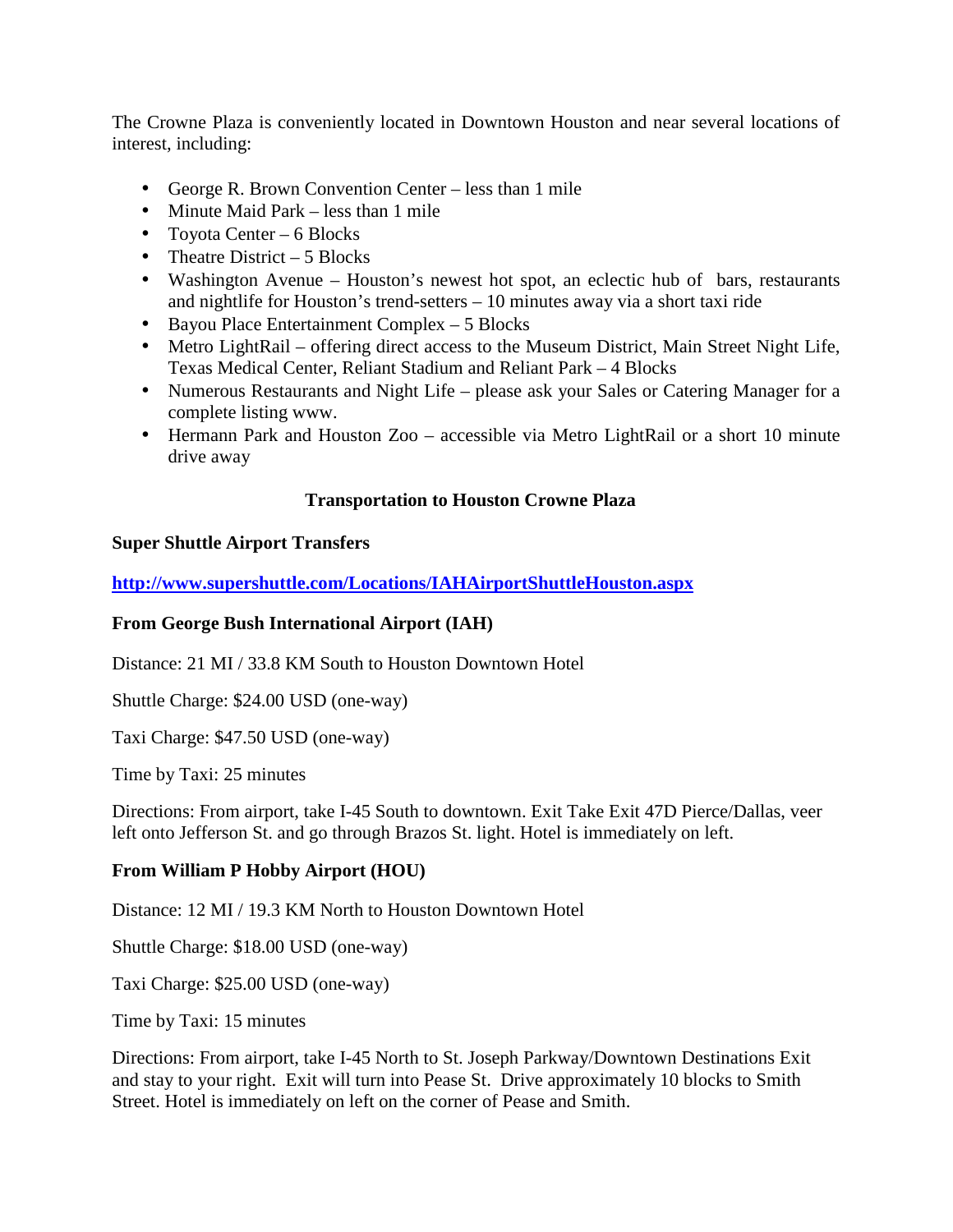The Crowne Plaza is conveniently located in Downtown Houston and near several locations of interest, including:

- George R. Brown Convention Center – less than 1 mile
- Minute Maid Park – less than 1 mile
- Toyota Center – 6 Blocks
- Theatre District – 5 Blocks
- Washington Avenue – Houston's newest hot spot, an eclectic hub of bars, restaurants and nightlife for Houston's trend-setters – 10 minutes away via a short taxi ride
- Bayou Place Entertainment Complex – 5 Blocks
- Metro LightRail – offering direct access to the Museum District, Main Street Night Life, Texas Medical Center, Reliant Stadium and Reliant Park – 4 Blocks
- Numerous Restaurants and Night Life – please ask your Sales or Catering Manager for a complete listing www.
- Hermann Park and Houston Zoo – accessible via Metro LightRail or a short 10 minute drive away

## Transportation to Houston Crowne Plaza

**Super Shuttle Airport Transfers**

**http://www.supershuttle.com/Locations/IAHAirportShuttleHouston.aspx**

**From George Bush International Airport (IAH)**

Distance: 21 MI / 33.8 KM South to Houston Downtown Hotel

Shuttle Charge: $24.00 USD (one-way)

Taxi Charge: $47.50 USD (one-way)

Time by Taxi: 25 minutes

Directions: From airport, take I-45 South to downtown. Exit Take Exit 47D Pierce/Dallas, veer left onto Jefferson St. and go through Brazos St. light. Hotel is immediately on left.

**From William P Hobby Airport (HOU)**

Distance: 12 MI / 19.3 KM North to Houston Downtown Hotel

Shuttle Charge: $18.00 USD (one-way)

Taxi Charge: $25.00 USD (one-way)

Time by Taxi: 15 minutes

Directions: From airport, take I-45 North to St. Joseph Parkway/Downtown Destinations Exit and stay to your right. Exit will turn into Pease St. Drive approximately 10 blocks to Smith Street. Hotel is immediately on left on the corner of Pease and Smith.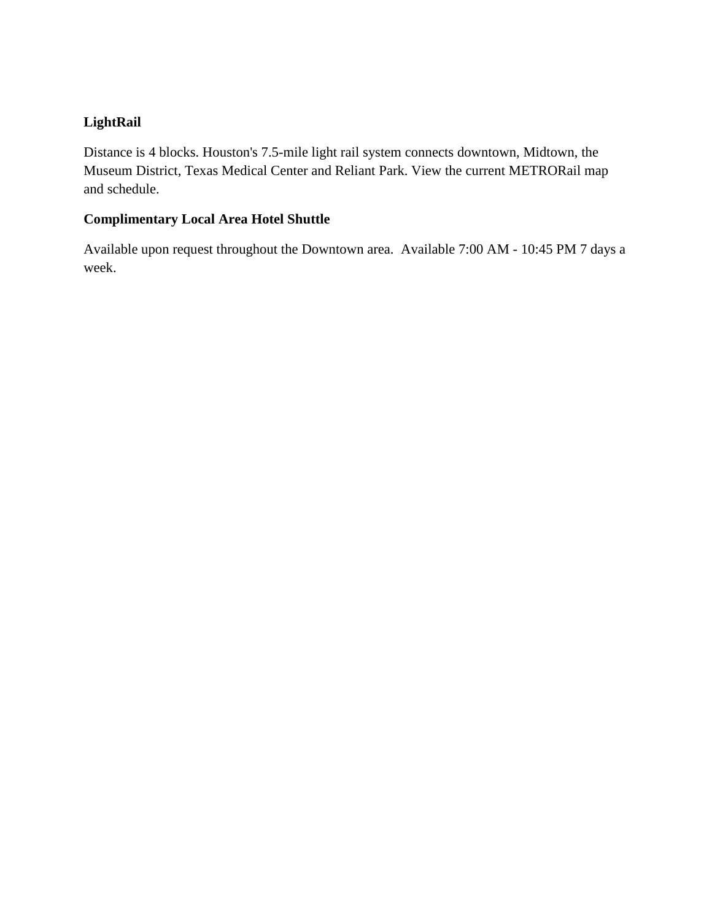**LightRail**

Distance is 4 blocks. Houston's 7.5-mile light rail system connects downtown, Midtown, the Museum District, Texas Medical Center and Reliant Park. View the current METRORail map and schedule.

**Complimentary Local Area Hotel Shuttle**

Available upon request throughout the Downtown area. Available 7:00 AM - 10:45 PM 7 days a week.